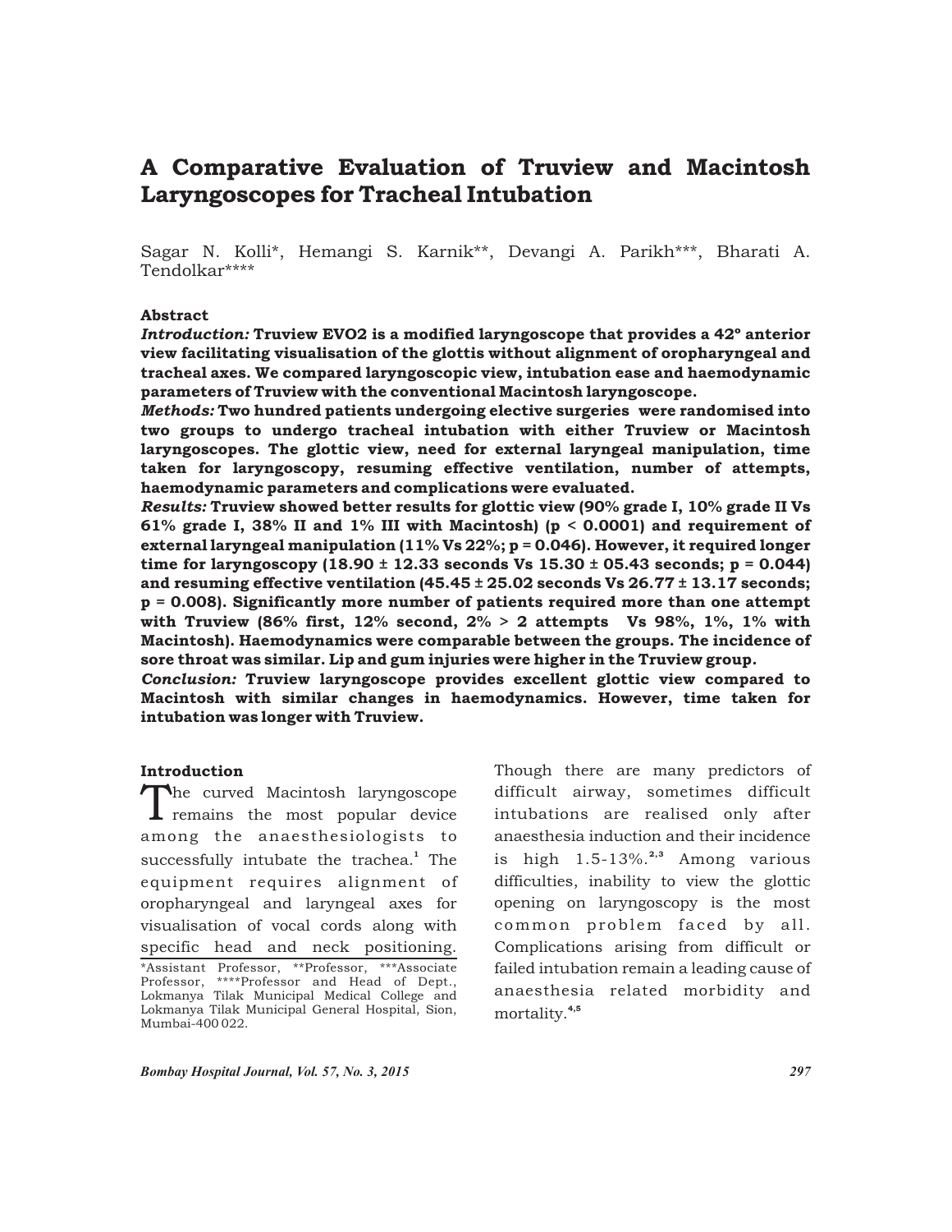# A Comparative Evaluation of Truview and Macintosh Laryngoscopes for Tracheal Intubation

Sagar N. Kolli*, Hemangi S. Karnik**, Devangi A. Parikh***, Bharati A. Tendolkar****

### Abstract

***Introduction:*** **Truview EVO2 is a modified laryngoscope that provides a 42° anterior view facilitating visualisation of the glottis without alignment of oropharyngeal and tracheal axes. We compared laryngoscopic view, intubation ease and haemodynamic parameters of Truview with the conventional Macintosh laryngoscope.**

***Methods:*** **Two hundred patients undergoing elective surgeries were randomised into two groups to undergo tracheal intubation with either Truview or Macintosh laryngoscopes. The glottic view, need for external laryngeal manipulation, time taken for laryngoscopy, resuming effective ventilation, number of attempts, haemodynamic parameters and complications were evaluated.**

***Results:*** **Truview showed better results for glottic view (90% grade I, 10% grade II Vs 61% grade I, 38% II and 1% III with Macintosh) ($p < 0.0001$) and requirement of external laryngeal manipulation (11% Vs 22%; $p = 0.046$). However, it required longer time for laryngoscopy (18.90 ± 12.33 seconds Vs 15.30 ± 05.43 seconds; $p = 0.044$) and resuming effective ventilation (45.45 ± 25.02 seconds Vs 26.77 ± 13.17 seconds; $p = 0.008$). Significantly more number of patients required more than one attempt with Truview (86% first, 12% second, 2% > 2 attempts Vs 98%, 1%, 1% with Macintosh). Haemodynamics were comparable between the groups. The incidence of sore throat was similar. Lip and gum injuries were higher in the Truview group.**

***Conclusion:*** **Truview laryngoscope provides excellent glottic view compared to Macintosh with similar changes in haemodynamics. However, time taken for intubation was longer with Truview.**

### Introduction

The curved Macintosh laryngoscope remains the most popular device among the anaesthesiologists to successfully intubate the trachea.[1] The equipment requires alignment of oropharyngeal and laryngeal axes for visualisation of vocal cords along with specific head and neck positioning. Though there are many predictors of difficult airway, sometimes difficult intubations are realised only after anaesthesia induction and their incidence is high 1.5-13%.[2,3] Among various difficulties, inability to view the glottic opening on laryngoscopy is the most common problem faced by all. Complications arising from difficult or failed intubation remain a leading cause of anaesthesia related morbidity and mortality.[4,5]

*Assistant Professor, **Professor, ***Associate Professor, ****Professor and Head of Dept., Lokmanya Tilak Municipal Medical College and Lokmanya Tilak Municipal General Hospital, Sion, Mumbai-400 022.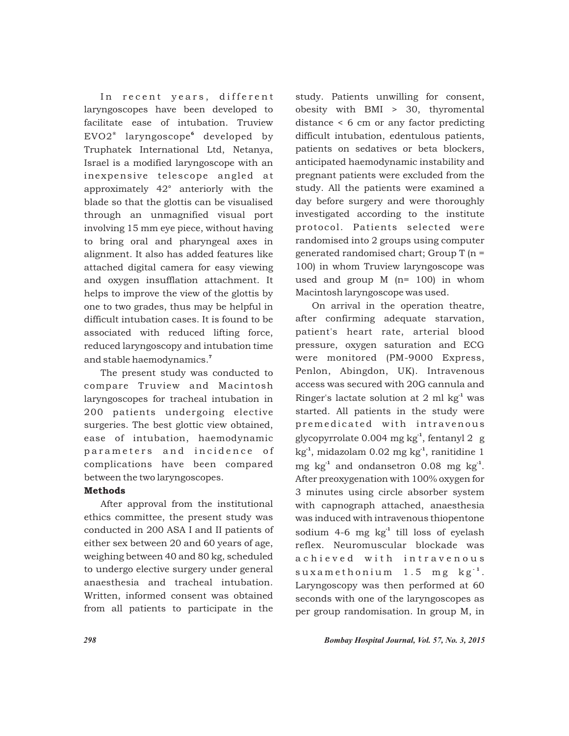In recent years, different laryngoscopes have been developed to facilitate ease of intubation. Truview EVO2® laryngoscope[6] developed by Truphatek International Ltd, Netanya, Israel is a modified laryngoscope with an inexpensive telescope angled at approximately 42° anteriorly with the blade so that the glottis can be visualised through an unmagnified visual port involving 15 mm eye piece, without having to bring oral and pharyngeal axes in alignment. It also has added features like attached digital camera for easy viewing and oxygen insufflation attachment. It helps to improve the view of the glottis by one to two grades, thus may be helpful in difficult intubation cases. It is found to be associated with reduced lifting force, reduced laryngoscopy and intubation time and stable haemodynamics.[7]

The present study was conducted to compare Truview and Macintosh laryngoscopes for tracheal intubation in 200 patients undergoing elective surgeries. The best glottic view obtained, ease of intubation, haemodynamic parameters and incidence of complications have been compared between the two laryngoscopes.

**Methods**

After approval from the institutional ethics committee, the present study was conducted in 200 ASA I and II patients of either sex between 20 and 60 years of age, weighing between 40 and 80 kg, scheduled to undergo elective surgery under general anaesthesia and tracheal intubation. Written, informed consent was obtained from all patients to participate in the study. Patients unwilling for consent, obesity with BMI > 30, thyromental distance < 6 cm or any factor predicting difficult intubation, edentulous patients, patients on sedatives or beta blockers, anticipated haemodynamic instability and pregnant patients were excluded from the study. All the patients were examined a day before surgery and were thoroughly investigated according to the institute protocol. Patients selected were randomised into 2 groups using computer generated randomised chart; Group T (n = 100) in whom Truview laryngoscope was used and group M (n= 100) in whom Macintosh laryngoscope was used.

On arrival in the operation theatre, after confirming adequate starvation, patient's heart rate, arterial blood pressure, oxygen saturation and ECG were monitored (PM-9000 Express, Penlon, Abingdon, UK). Intravenous access was secured with 20G cannula and Ringer's lactate solution at 2 ml $kg^{-1}$ was started. All patients in the study were premedicated with intravenous glycopyrrolate 0.004 mg $kg^{-1}$, fentanyl 2 g $kg^{-1}$, midazolam 0.02 mg $kg^{-1}$, ranitidine 1 mg $kg^{-1}$ and ondansetron 0.08 mg $kg^{-1}$. After preoxygenation with 100% oxygen for 3 minutes using circle absorber system with capnograph attached, anaesthesia was induced with intravenous thiopentone sodium 4-6 mg $kg^{-1}$ till loss of eyelash reflex. Neuromuscular blockade was achieved with intravenous suxamethonium 1.5 mg $kg^{-1}$. Laryngoscopy was then performed at 60 seconds with one of the laryngoscopes as per group randomisation. In group M, in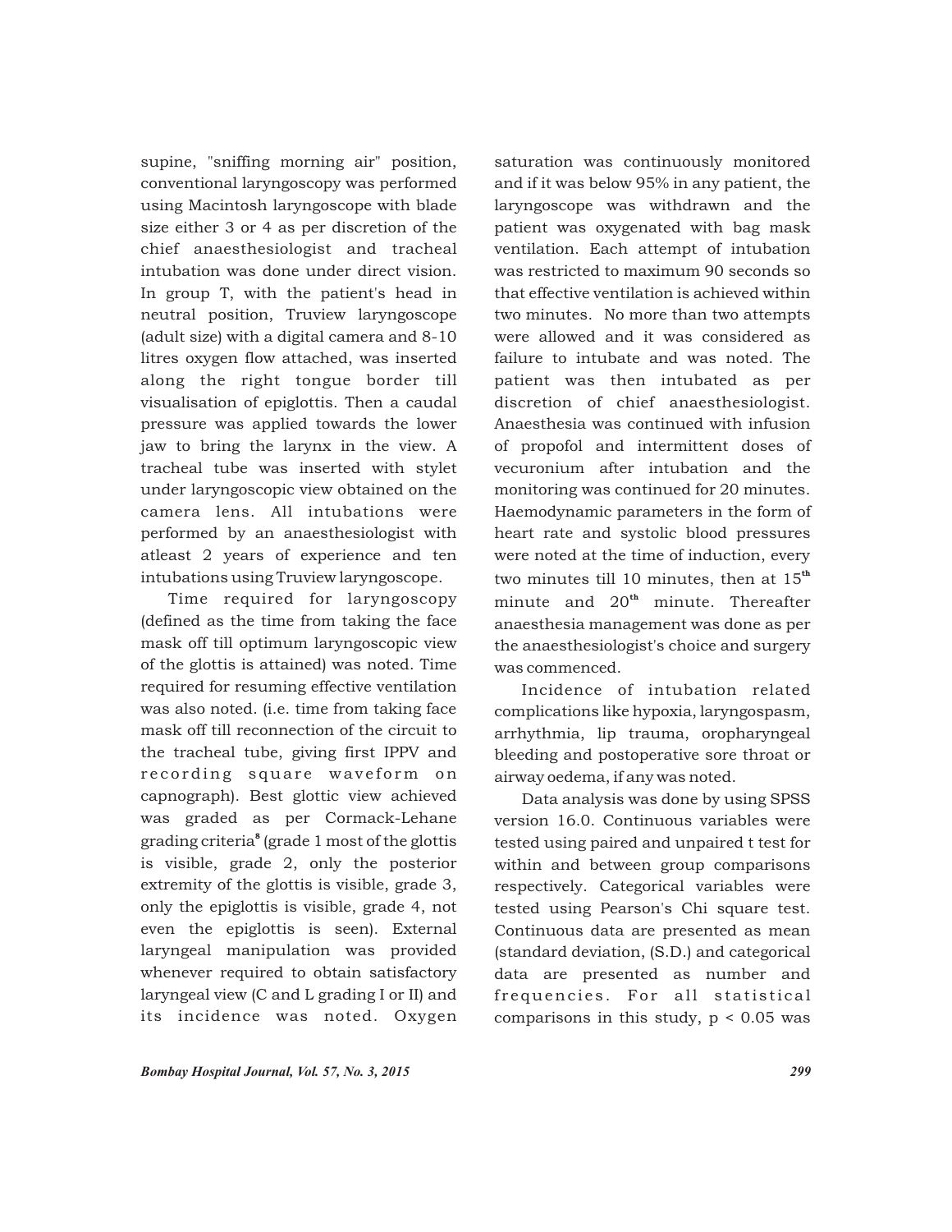supine, "sniffing morning air" position, conventional laryngoscopy was performed using Macintosh laryngoscope with blade size either 3 or 4 as per discretion of the chief anaesthesiologist and tracheal intubation was done under direct vision. In group T, with the patient's head in neutral position, Truview laryngoscope (adult size) with a digital camera and 8-10 litres oxygen flow attached, was inserted along the right tongue border till visualisation of epiglottis. Then a caudal pressure was applied towards the lower jaw to bring the larynx in the view. A tracheal tube was inserted with stylet under laryngoscopic view obtained on the camera lens. All intubations were performed by an anaesthesiologist with atleast 2 years of experience and ten intubations using Truview laryngoscope.

Time required for laryngoscopy (defined as the time from taking the face mask off till optimum laryngoscopic view of the glottis is attained) was noted. Time required for resuming effective ventilation was also noted. (i.e. time from taking face mask off till reconnection of the circuit to the tracheal tube, giving first IPPV and recording square waveform on capnograph). Best glottic view achieved was graded as per Cormack-Lehane grading criteria[8] (grade 1 most of the glottis is visible, grade 2, only the posterior extremity of the glottis is visible, grade 3, only the epiglottis is visible, grade 4, not even the epiglottis is seen). External laryngeal manipulation was provided whenever required to obtain satisfactory laryngeal view (C and L grading I or II) and its incidence was noted. Oxygen saturation was continuously monitored and if it was below 95% in any patient, the laryngoscope was withdrawn and the patient was oxygenated with bag mask ventilation. Each attempt of intubation was restricted to maximum 90 seconds so that effective ventilation is achieved within two minutes. No more than two attempts were allowed and it was considered as failure to intubate and was noted. The patient was then intubated as per discretion of chief anaesthesiologist. Anaesthesia was continued with infusion of propofol and intermittent doses of vecuronium after intubation and the monitoring was continued for 20 minutes. Haemodynamic parameters in the form of heart rate and systolic blood pressures were noted at the time of induction, every two minutes till 10 minutes, then at 15$^{th}$ minute and 20$^{th}$ minute. Thereafter anaesthesia management was done as per the anaesthesiologist's choice and surgery was commenced.

Incidence of intubation related complications like hypoxia, laryngospasm, arrhythmia, lip trauma, oropharyngeal bleeding and postoperative sore throat or airway oedema, if any was noted.

Data analysis was done by using SPSS version 16.0. Continuous variables were tested using paired and unpaired t test for within and between group comparisons respectively. Categorical variables were tested using Pearson's Chi square test. Continuous data are presented as mean (standard deviation, (S.D.) and categorical data are presented as number and frequencies. For all statistical comparisons in this study, $p < 0.05$ was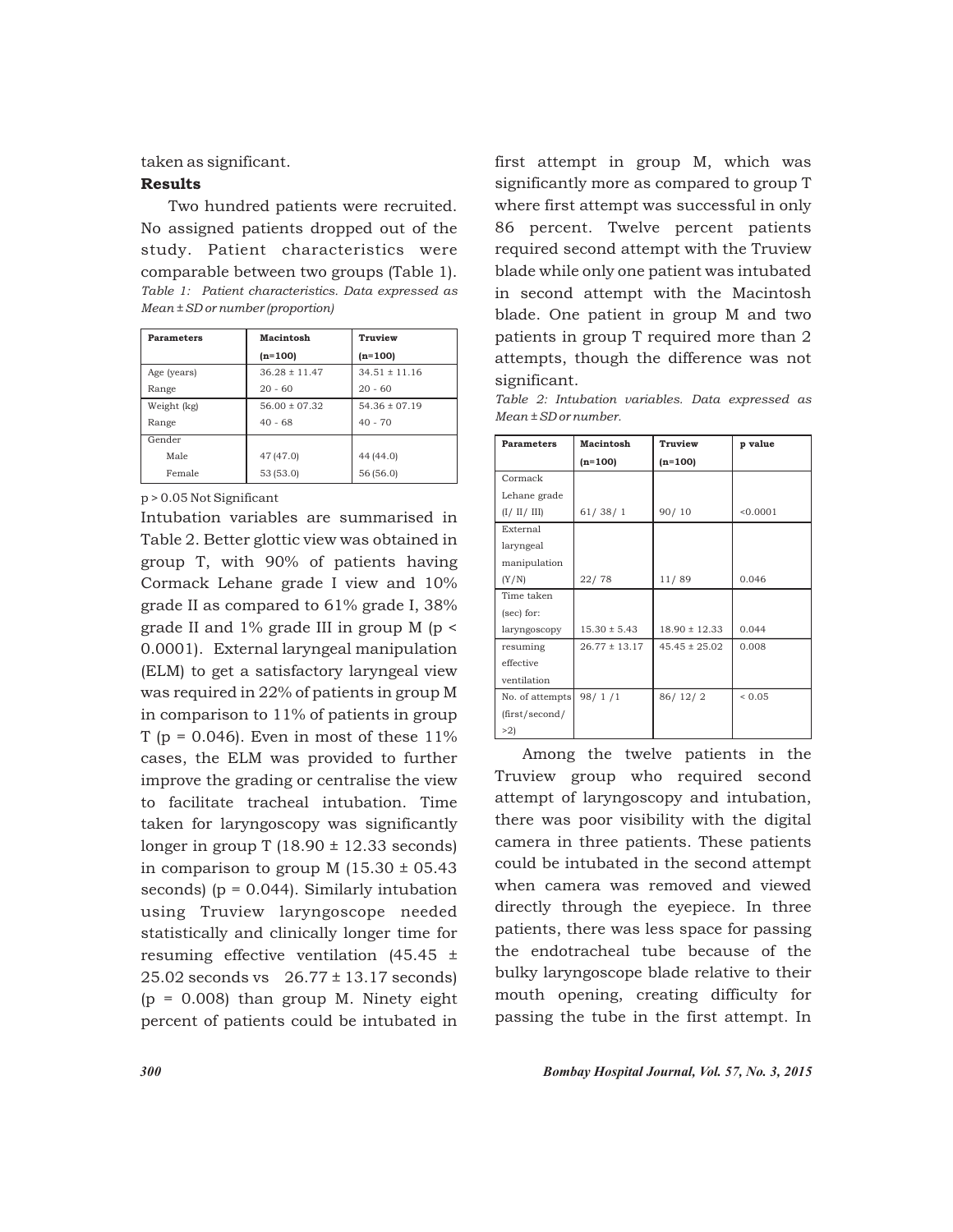taken as significant.

### Results

Two hundred patients were recruited. No assigned patients dropped out of the study. Patient characteristics were comparable between two groups (Table 1).

*Table 1: Patient characteristics. Data expressed as Mean ± SD or number (proportion)*

| Parameters | Macintosh (n=100) | Truview (n=100) |
|---|---|---|
| Age (years) | 36.28 ± 11.47 | 34.51 ± 11.16 |
| Range | 20 - 60 | 20 - 60 |
| Weight (kg) | 56.00 ± 07.32 | 54.36 ± 07.19 |
| Range | 40 - 68 | 40 - 70 |
| Gender | | |
| Male | 47 (47.0) | 44 (44.0) |
| Female | 53 (53.0) | 56 (56.0) |

p > 0.05 Not Significant

Intubation variables are summarised in Table 2. Better glottic view was obtained in group T, with 90% of patients having Cormack Lehane grade I view and 10% grade II as compared to 61% grade I, 38% grade II and 1% grade III in group M ($p < 0.0001$). External laryngeal manipulation (ELM) to get a satisfactory laryngeal view was required in 22% of patients in group M in comparison to 11% of patients in group T ($p = 0.046$). Even in most of these 11% cases, the ELM was provided to further improve the grading or centralise the view to facilitate tracheal intubation. Time taken for laryngoscopy was significantly longer in group T (18.90 ± 12.33 seconds) in comparison to group M (15.30 ± 05.43 seconds) ($p = 0.044$). Similarly intubation using Truview laryngoscope needed statistically and clinically longer time for resuming effective ventilation (45.45 ± 25.02 seconds vs 26.77 ± 13.17 seconds) ($p = 0.008$) than group M. Ninety eight percent of patients could be intubated in first attempt in group M, which was significantly more as compared to group T where first attempt was successful in only 86 percent. Twelve percent patients required second attempt with the Truview blade while only one patient was intubated in second attempt with the Macintosh blade. One patient in group M and two patients in group T required more than 2 attempts, though the difference was not significant.

*Table 2: Intubation variables. Data expressed as Mean ± SD or number.*

| Parameters | Macintosh (n=100) | Truview (n=100) | p value |
|---|---|---|---|
| Cormack Lehane grade (I/ II/ III) | 61/ 38/ 1 | 90/ 10 | <0.0001 |
| External laryngeal manipulation (Y/N) | 22/ 78 | 11/ 89 | 0.046 |
| Time taken (sec) for: laryngoscopy | 15.30 ± 5.43 | 18.90 ± 12.33 | 0.044 |
| resuming effective ventilation | 26.77 ± 13.17 | 45.45 ± 25.02 | 0.008 |
| No. of attempts (first/second/ >2) | 98/ 1 /1 | 86/ 12/ 2 | < 0.05 |

Among the twelve patients in the Truview group who required second attempt of laryngoscopy and intubation, there was poor visibility with the digital camera in three patients. These patients could be intubated in the second attempt when camera was removed and viewed directly through the eyepiece. In three patients, there was less space for passing the endotracheal tube because of the bulky laryngoscope blade relative to their mouth opening, creating difficulty for passing the tube in the first attempt. In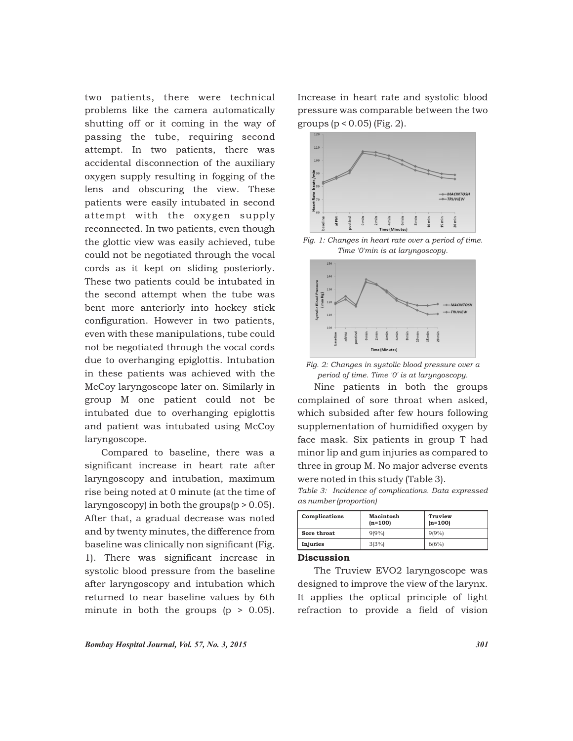two patients, there were technical problems like the camera automatically shutting off or it coming in the way of passing the tube, requiring second attempt. In two patients, there was accidental disconnection of the auxiliary oxygen supply resulting in fogging of the lens and obscuring the view. These patients were easily intubated in second attempt with the oxygen supply reconnected. In two patients, even though the glottic view was easily achieved, tube could not be negotiated through the vocal cords as it kept on sliding posteriorly. These two patients could be intubated in the second attempt when the tube was bent more anteriorly into hockey stick configuration. However in two patients, even with these manipulations, tube could not be negotiated through the vocal cords due to overhanging epiglottis. Intubation in these patients was achieved with the McCoy laryngoscope later on. Similarly in group M one patient could not be intubated due to overhanging epiglottis and patient was intubated using McCoy laryngoscope.

Compared to baseline, there was a significant increase in heart rate after laryngoscopy and intubation, maximum rise being noted at 0 minute (at the time of laryngoscopy) in both the groups($p > 0.05$). After that, a gradual decrease was noted and by twenty minutes, the difference from baseline was clinically non significant (Fig. 1). There was significant increase in systolic blood pressure from the baseline after laryngoscopy and intubation which returned to near baseline values by 6th minute in both the groups ($p > 0.05$). Increase in heart rate and systolic blood pressure was comparable between the two groups ($p < 0.05$) (Fig. 2).

*Fig. 1: Changes in heart rate over a period of time. Time '0'min is at laryngoscopy.*

*Fig. 2: Changes in systolic blood pressure over a period of time. Time '0' is at laryngoscopy.*

Nine patients in both the groups complained of sore throat when asked, which subsided after few hours following supplementation of humidified oxygen by face mask. Six patients in group T had minor lip and gum injuries as compared to three in group M. No major adverse events were noted in this study (Table 3).

*Table 3: Incidence of complications. Data expressed as number (proportion)*

| Complications | Macintosh (n=100) | Truview (n=100) |
|---|---|---|
| Sore throat | 9(9%) | 9(9%) |
| Injuries | 3(3%) | 6(6%) |

## Discussion

The Truview EVO2 laryngoscope was designed to improve the view of the larynx. It applies the optical principle of light refraction to provide a field of vision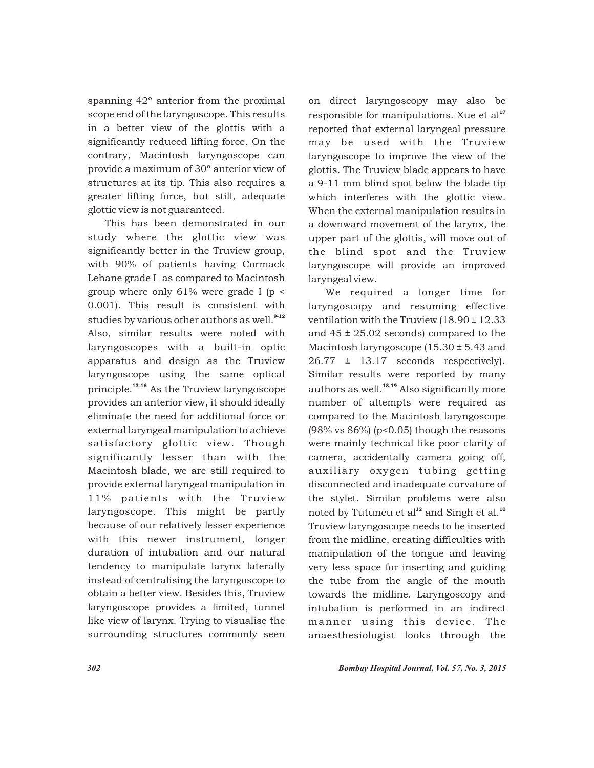spanning 42° anterior from the proximal scope end of the laryngoscope. This results in a better view of the glottis with a significantly reduced lifting force. On the contrary, Macintosh laryngoscope can provide a maximum of 30° anterior view of structures at its tip. This also requires a greater lifting force, but still, adequate glottic view is not guaranteed.

This has been demonstrated in our study where the glottic view was significantly better in the Truview group, with 90% of patients having Cormack Lehane grade I as compared to Macintosh group where only 61% were grade I ($p < 0.001$). This result is consistent with studies by various other authors as well.[9-12] Also, similar results were noted with laryngoscopes with a built-in optic apparatus and design as the Truview laryngoscope using the same optical principle.[13-16] As the Truview laryngoscope provides an anterior view, it should ideally eliminate the need for additional force or external laryngeal manipulation to achieve satisfactory glottic view. Though significantly lesser than with the Macintosh blade, we are still required to provide external laryngeal manipulation in 11% patients with the Truview laryngoscope. This might be partly because of our relatively lesser experience with this newer instrument, longer duration of intubation and our natural tendency to manipulate larynx laterally instead of centralising the laryngoscope to obtain a better view. Besides this, Truview laryngoscope provides a limited, tunnel like view of larynx. Trying to visualise the surrounding structures commonly seen on direct laryngoscopy may also be responsible for manipulations. Xue et al[17] reported that external laryngeal pressure may be used with the Truview laryngoscope to improve the view of the glottis. The Truview blade appears to have a 9-11 mm blind spot below the blade tip which interferes with the glottic view. When the external manipulation results in a downward movement of the larynx, the upper part of the glottis, will move out of the blind spot and the Truview laryngoscope will provide an improved laryngeal view.

We required a longer time for laryngoscopy and resuming effective ventilation with the Truview (18.90 ± 12.33 and 45 ± 25.02 seconds) compared to the Macintosh laryngoscope (15.30 ± 5.43 and 26.77 ± 13.17 seconds respectively). Similar results were reported by many authors as well.[18,19] Also significantly more number of attempts were required as compared to the Macintosh laryngoscope (98% vs 86%) ($p<0.05$) though the reasons were mainly technical like poor clarity of camera, accidentally camera going off, auxiliary oxygen tubing getting disconnected and inadequate curvature of the stylet. Similar problems were also noted by Tutuncu et al[12] and Singh et al.[10] Truview laryngoscope needs to be inserted from the midline, creating difficulties with manipulation of the tongue and leaving very less space for inserting and guiding the tube from the angle of the mouth towards the midline. Laryngoscopy and intubation is performed in an indirect manner using this device. The anaesthesiologist looks through the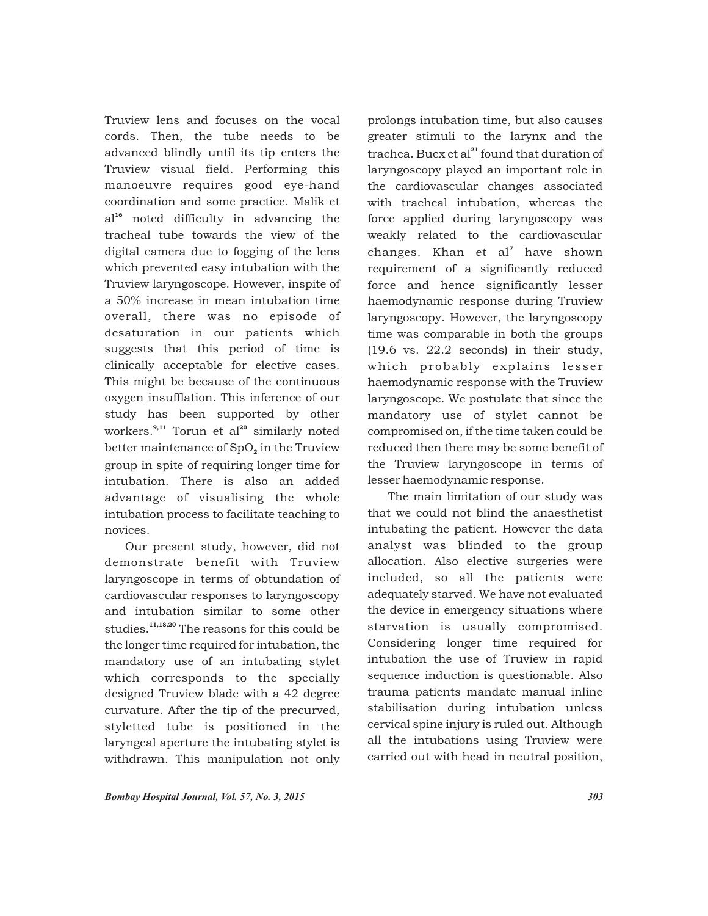Truview lens and focuses on the vocal cords. Then, the tube needs to be advanced blindly until its tip enters the Truview visual field. Performing this manoeuvre requires good eye-hand coordination and some practice. Malik et al[16] noted difficulty in advancing the tracheal tube towards the view of the digital camera due to fogging of the lens which prevented easy intubation with the Truview laryngoscope. However, inspite of a 50% increase in mean intubation time overall, there was no episode of desaturation in our patients which suggests that this period of time is clinically acceptable for elective cases. This might be because of the continuous oxygen insufflation. This inference of our study has been supported by other workers.[9,11] Torun et al[20] similarly noted better maintenance of $SpO_2$ in the Truview group in spite of requiring longer time for intubation. There is also an added advantage of visualising the whole intubation process to facilitate teaching to novices.

Our present study, however, did not demonstrate benefit with Truview laryngoscope in terms of obtundation of cardiovascular responses to laryngoscopy and intubation similar to some other studies.[11,18,20] The reasons for this could be the longer time required for intubation, the mandatory use of an intubating stylet which corresponds to the specially designed Truview blade with a 42 degree curvature. After the tip of the precurved, styletted tube is positioned in the laryngeal aperture the intubating stylet is withdrawn. This manipulation not only prolongs intubation time, but also causes greater stimuli to the larynx and the trachea. Bucx et al[21] found that duration of laryngoscopy played an important role in the cardiovascular changes associated with tracheal intubation, whereas the force applied during laryngoscopy was weakly related to the cardiovascular changes. Khan et al[7] have shown requirement of a significantly reduced force and hence significantly lesser haemodynamic response during Truview laryngoscopy. However, the laryngoscopy time was comparable in both the groups (19.6 vs. 22.2 seconds) in their study, which probably explains lesser haemodynamic response with the Truview laryngoscope. We postulate that since the mandatory use of stylet cannot be compromised on, if the time taken could be reduced then there may be some benefit of the Truview laryngoscope in terms of lesser haemodynamic response.

The main limitation of our study was that we could not blind the anaesthetist intubating the patient. However the data analyst was blinded to the group allocation. Also elective surgeries were included, so all the patients were adequately starved. We have not evaluated the device in emergency situations where starvation is usually compromised. Considering longer time required for intubation the use of Truview in rapid sequence induction is questionable. Also trauma patients mandate manual inline stabilisation during intubation unless cervical spine injury is ruled out. Although all the intubations using Truview were carried out with head in neutral position,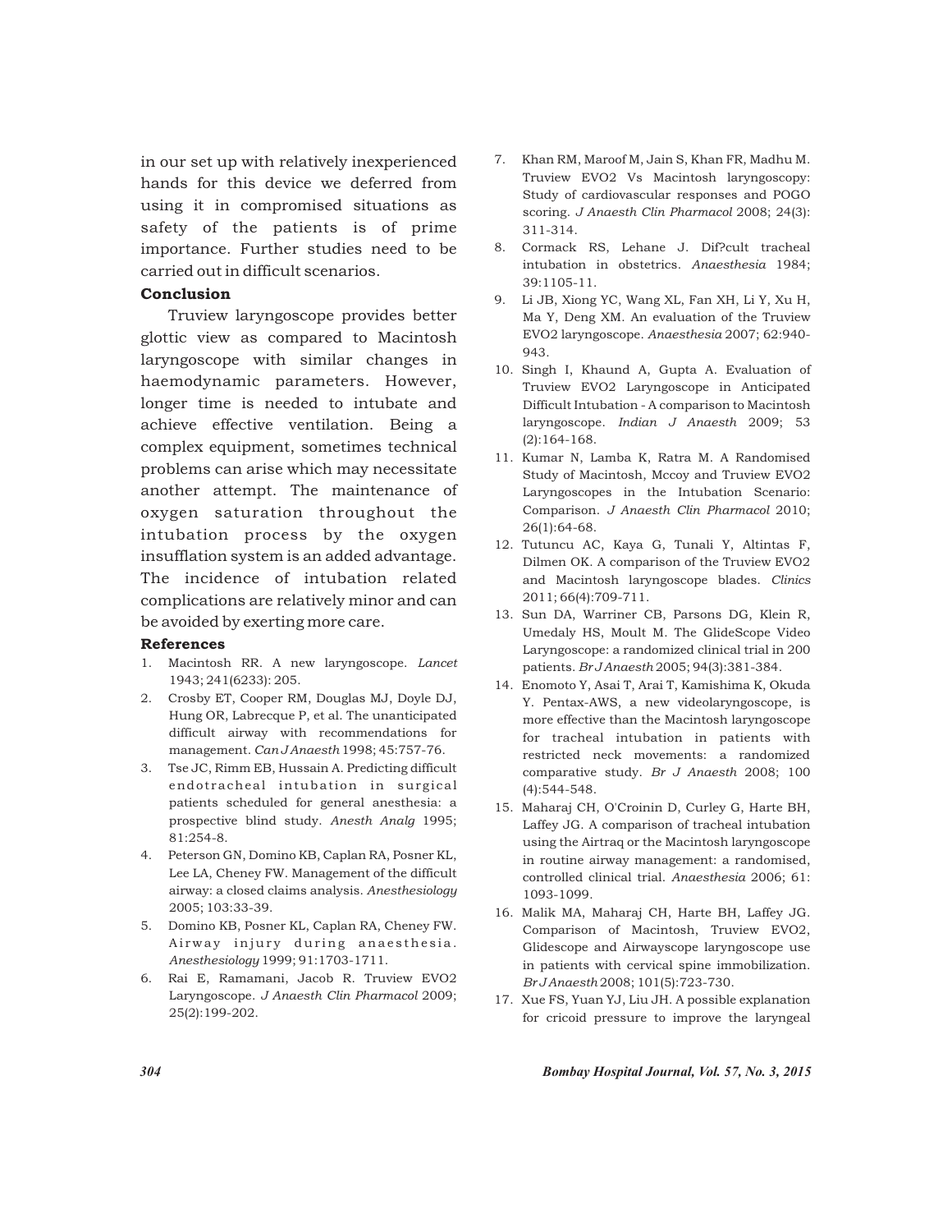in our set up with relatively inexperienced hands for this device we deferred from using it in compromised situations as safety of the patients is of prime importance. Further studies need to be carried out in difficult scenarios.

## Conclusion

Truview laryngoscope provides better glottic view as compared to Macintosh laryngoscope with similar changes in haemodynamic parameters. However, longer time is needed to intubate and achieve effective ventilation. Being a complex equipment, sometimes technical problems can arise which may necessitate another attempt. The maintenance of oxygen saturation throughout the intubation process by the oxygen insufflation system is an added advantage. The incidence of intubation related complications are relatively minor and can be avoided by exerting more care.

## References

1. Macintosh RR. A new laryngoscope. *Lancet* 1943; 241(6233): 205.
2. Crosby ET, Cooper RM, Douglas MJ, Doyle DJ, Hung OR, Labrecque P, et al. The unanticipated difficult airway with recommendations for management. *Can J Anaesth* 1998; 45:757-76.
3. Tse JC, Rimm EB, Hussain A. Predicting difficult endotracheal intubation in surgical patients scheduled for general anesthesia: a prospective blind study. *Anesth Analg* 1995; 81:254-8.
4. Peterson GN, Domino KB, Caplan RA, Posner KL, Lee LA, Cheney FW. Management of the difficult airway: a closed claims analysis. *Anesthesiology* 2005; 103:33-39.
5. Domino KB, Posner KL, Caplan RA, Cheney FW. Airway injury during anaesthesia. *Anesthesiology* 1999; 91:1703-1711.
6. Rai E, Ramamani, Jacob R. Truview EVO2 Laryngoscope. *J Anaesth Clin Pharmacol* 2009; 25(2):199-202.
7. Khan RM, Maroof M, Jain S, Khan FR, Madhu M. Truview EVO2 Vs Macintosh laryngoscopy: Study of cardiovascular responses and POGO scoring. *J Anaesth Clin Pharmacol* 2008; 24(3): 311-314.
8. Cormack RS, Lehane J. Dif?cult tracheal intubation in obstetrics. *Anaesthesia* 1984; 39:1105-11.
9. Li JB, Xiong YC, Wang XL, Fan XH, Li Y, Xu H, Ma Y, Deng XM. An evaluation of the Truview EVO2 laryngoscope. *Anaesthesia* 2007; 62:940-943.
10. Singh I, Khaund A, Gupta A. Evaluation of Truview EVO2 Laryngoscope in Anticipated Difficult Intubation - A comparison to Macintosh laryngoscope. *Indian J Anaesth* 2009; 53 (2):164-168.
11. Kumar N, Lamba K, Ratra M. A Randomised Study of Macintosh, Mccoy and Truview EVO2 Laryngoscopes in the Intubation Scenario: Comparison. *J Anaesth Clin Pharmacol* 2010; 26(1):64-68.
12. Tutuncu AC, Kaya G, Tunali Y, Altintas F, Dilmen OK. A comparison of the Truview EVO2 and Macintosh laryngoscope blades. *Clinics* 2011; 66(4):709-711.
13. Sun DA, Warriner CB, Parsons DG, Klein R, Umedaly HS, Moult M. The GlideScope Video Laryngoscope: a randomized clinical trial in 200 patients. *Br J Anaesth* 2005; 94(3):381-384.
14. Enomoto Y, Asai T, Arai T, Kamishima K, Okuda Y. Pentax-AWS, a new videolaryngoscope, is more effective than the Macintosh laryngoscope for tracheal intubation in patients with restricted neck movements: a randomized comparative study. *Br J Anaesth* 2008; 100 (4):544-548.
15. Maharaj CH, O'Croinin D, Curley G, Harte BH, Laffey JG. A comparison of tracheal intubation using the Airtraq or the Macintosh laryngoscope in routine airway management: a randomised, controlled clinical trial. *Anaesthesia* 2006; 61: 1093-1099.
16. Malik MA, Maharaj CH, Harte BH, Laffey JG. Comparison of Macintosh, Truview EVO2, Glidescope and Airwayscope laryngoscope use in patients with cervical spine immobilization. *Br J Anaesth* 2008; 101(5):723-730.
17. Xue FS, Yuan YJ, Liu JH. A possible explanation for cricoid pressure to improve the laryngeal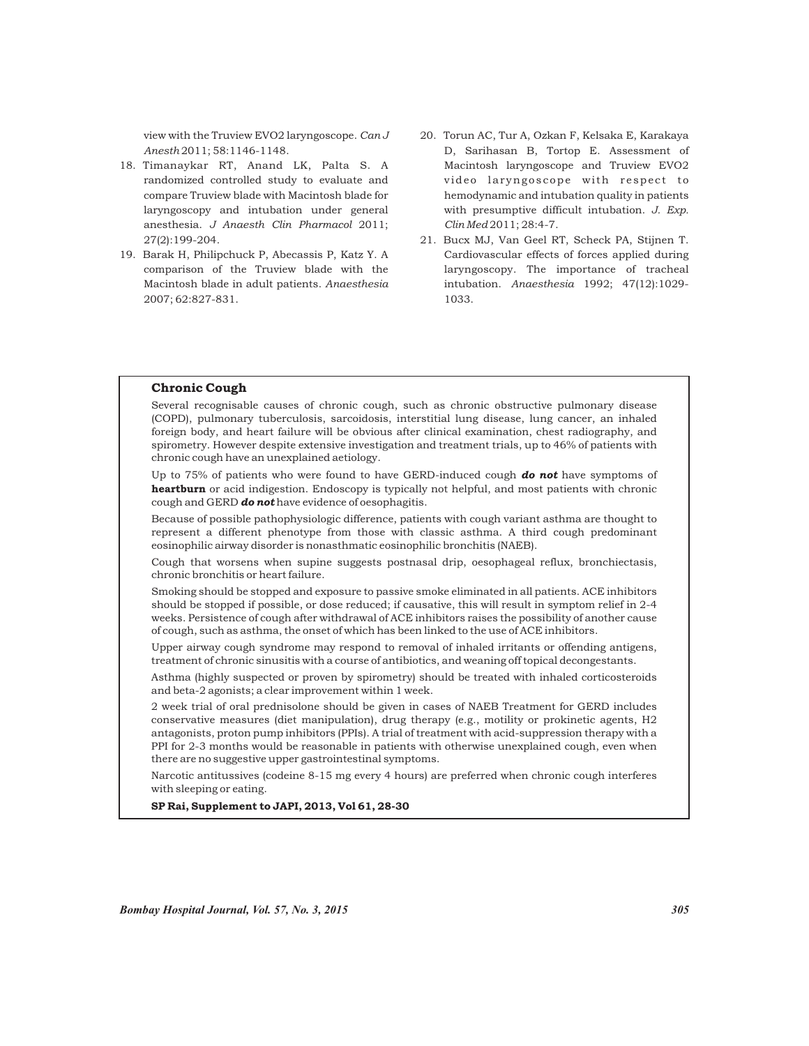view with the Truview EVO2 laryngoscope. *Can J Anesth* 2011; 58:1146-1148.

18. Timanaykar RT, Anand LK, Palta S. A randomized controlled study to evaluate and compare Truview blade with Macintosh blade for laryngoscopy and intubation under general anesthesia. *J Anaesth Clin Pharmacol* 2011; 27(2):199-204.
19. Barak H, Philipchuck P, Abecassis P, Katz Y. A comparison of the Truview blade with the Macintosh blade in adult patients. *Anaesthesia* 2007; 62:827-831.
20. Torun AC, Tur A, Ozkan F, Kelsaka E, Karakaya D, Sarihasan B, Tortop E. Assessment of Macintosh laryngoscope and Truview EVO2 video laryngoscope with respect to hemodynamic and intubation quality in patients with presumptive difficult intubation. *J. Exp. Clin Med* 2011; 28:4-7.
21. Bucx MJ, Van Geel RT, Scheck PA, Stijnen T. Cardiovascular effects of forces applied during laryngoscopy. The importance of tracheal intubation. *Anaesthesia* 1992; 47(12):1029-1033.

## Chronic Cough

Several recognisable causes of chronic cough, such as chronic obstructive pulmonary disease (COPD), pulmonary tuberculosis, sarcoidosis, interstitial lung disease, lung cancer, an inhaled foreign body, and heart failure will be obvious after clinical examination, chest radiography, and spirometry. However despite extensive investigation and treatment trials, up to 46% of patients with chronic cough have an unexplained aetiology.

Up to 75% of patients who were found to have GERD-induced cough ***do not*** have symptoms of **heartburn** or acid indigestion. Endoscopy is typically not helpful, and most patients with chronic cough and GERD ***do not*** have evidence of oesophagitis.

Because of possible pathophysiologic difference, patients with cough variant asthma are thought to represent a different phenotype from those with classic asthma. A third cough predominant eosinophilic airway disorder is nonasthmatic eosinophilic bronchitis (NAEB).

Cough that worsens when supine suggests postnasal drip, oesophageal reflux, bronchiectasis, chronic bronchitis or heart failure.

Smoking should be stopped and exposure to passive smoke eliminated in all patients. ACE inhibitors should be stopped if possible, or dose reduced; if causative, this will result in symptom relief in 2-4 weeks. Persistence of cough after withdrawal of ACE inhibitors raises the possibility of another cause of cough, such as asthma, the onset of which has been linked to the use of ACE inhibitors.

Upper airway cough syndrome may respond to removal of inhaled irritants or offending antigens, treatment of chronic sinusitis with a course of antibiotics, and weaning off topical decongestants.

Asthma (highly suspected or proven by spirometry) should be treated with inhaled corticosteroids and beta-2 agonists; a clear improvement within 1 week.

2 week trial of oral prednisolone should be given in cases of NAEB Treatment for GERD includes conservative measures (diet manipulation), drug therapy (e.g., motility or prokinetic agents, H2 antagonists, proton pump inhibitors (PPIs). A trial of treatment with acid-suppression therapy with a PPI for 2-3 months would be reasonable in patients with otherwise unexplained cough, even when there are no suggestive upper gastrointestinal symptoms.

Narcotic antitussives (codeine 8-15 mg every 4 hours) are preferred when chronic cough interferes with sleeping or eating.

**SP Rai, Supplement to JAPI, 2013, Vol 61, 28-30**